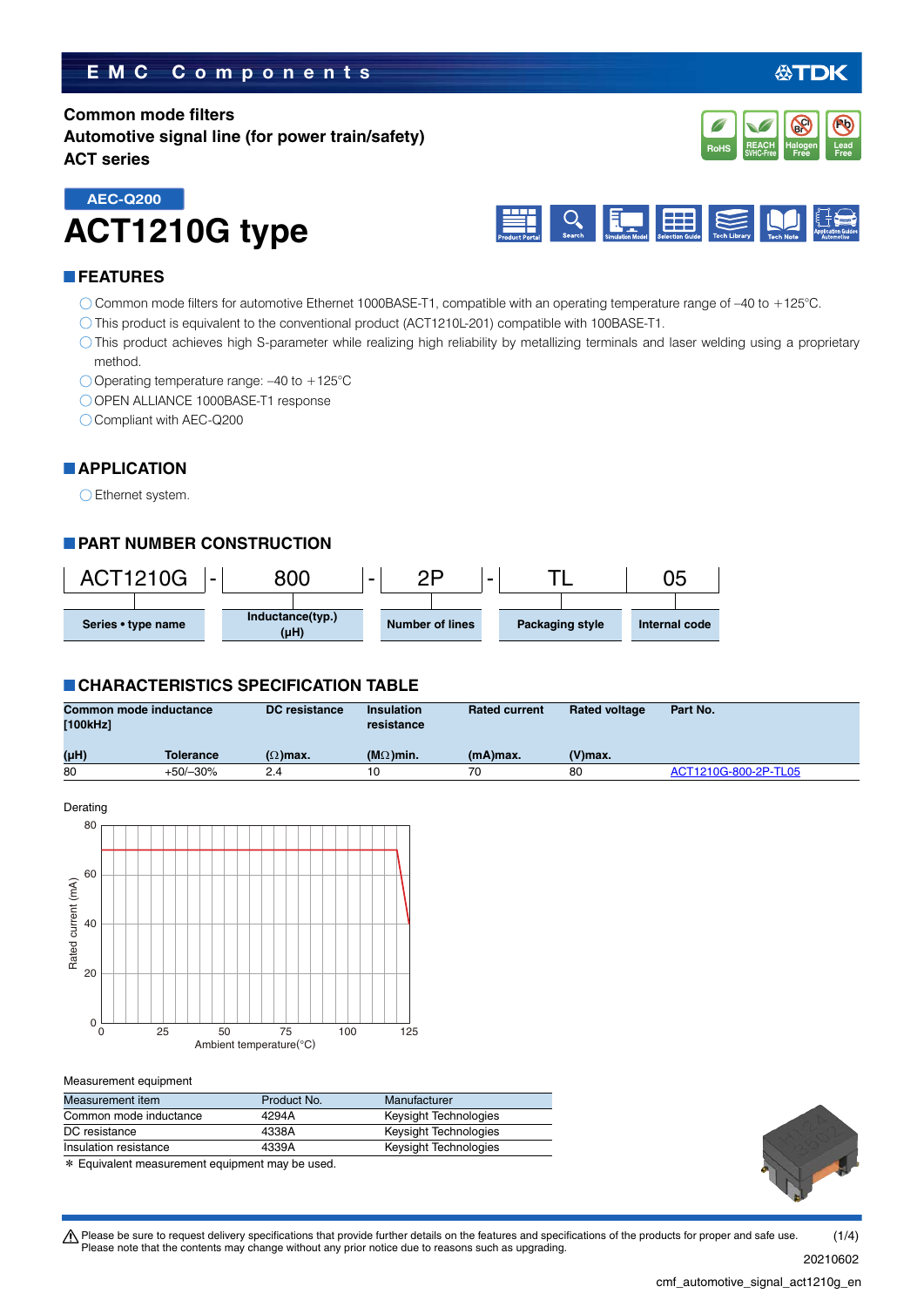EMC Components

# Common mode filters
# Automotive signal line (for power train/safety)
# ACT series

AEC-Q200

# ACT1210G type

## FEATURES

- Common mode filters for automotive Ethernet 1000BASE-T1, compatible with an operating temperature range of –40 to +125°C.
- This product is equivalent to the conventional product (ACT1210L-201) compatible with 100BASE-T1.
- This product achieves high S-parameter while realizing high reliability by metallizing terminals and laser welding using a proprietary method.
- Operating temperature range: –40 to +125°C
- OPEN ALLIANCE 1000BASE-T1 response
- Compliant with AEC-Q200

## APPLICATION

- Ethernet system.

## PART NUMBER CONSTRUCTION

| ACT1210G | - | 800 | - | 2P | - | TL | 05 |
|---|---|---|---|---|---|---|---|
| Series • type name | | Inductance(typ.) (µH) | | Number of lines | | Packaging style | Internal code |

## CHARACTERISTICS SPECIFICATION TABLE

| Common mode inductance [100kHz] (µH) | Tolerance | DC resistance (Ω)max. | Insulation resistance (MΩ)min. | Rated current (mA)max. | Rated voltage (V)max. | Part No. |
|---|---|---|---|---|---|---|
| 80 | +50/–30% | 2.4 | 10 | 70 | 80 | ACT1210G-800-2P-TL05 |

Derating

Rated current (mA): 0, 20, 40, 60, 80
Ambient temperature(°C): 0, 25, 50, 75, 100, 125

Measurement equipment

| Measurement item | Product No. | Manufacturer |
|---|---|---|
| Common mode inductance | 4294A | Keysight Technologies |
| DC resistance | 4338A | Keysight Technologies |
| Insulation resistance | 4339A | Keysight Technologies |

* Equivalent measurement equipment may be used.

⚠ Please be sure to request delivery specifications that provide further details on the features and specifications of the products for proper and safe use.
Please note that the contents may change without any prior notice due to reasons such as upgrading.

20210602

cmf_automotive_signal_act1210g_en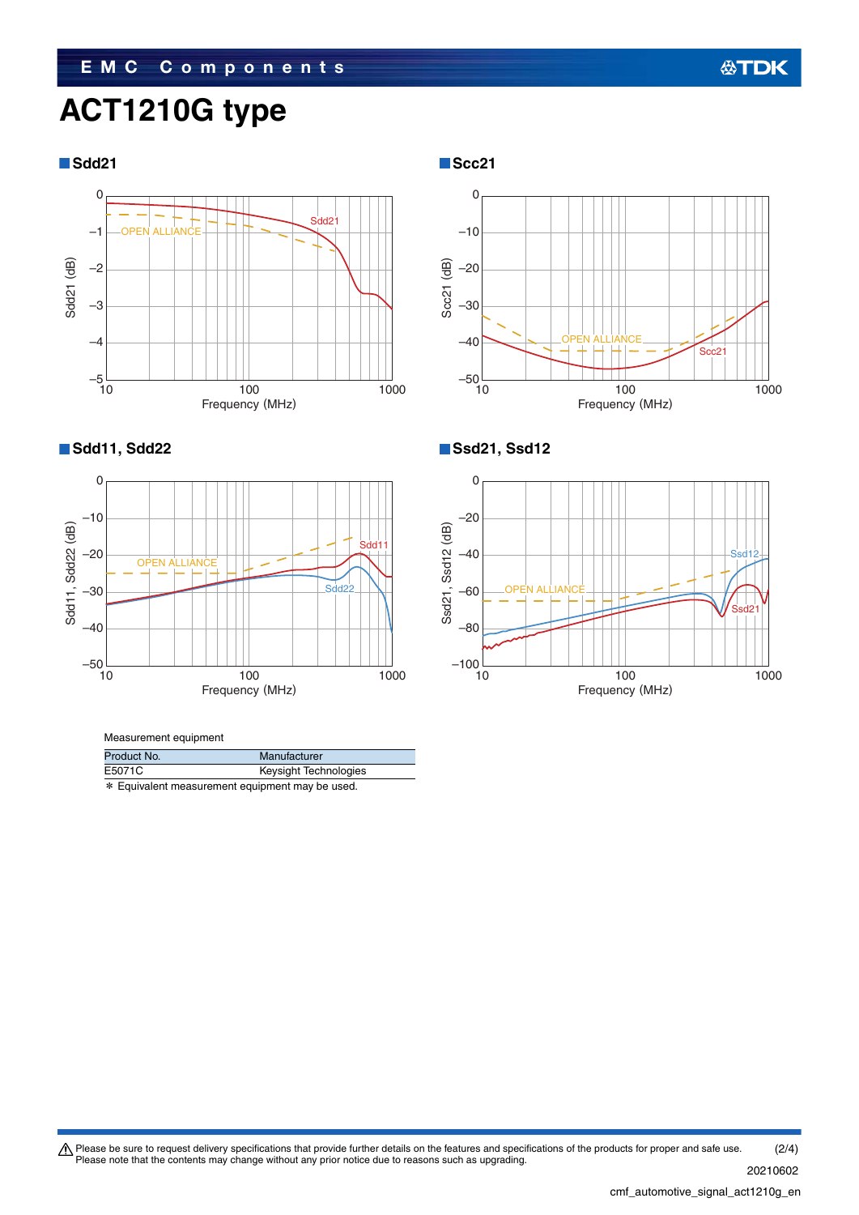# ACT1210G type

## Sdd21

## Scc21

## Sdd11, Sdd22

## Ssd21, Ssd12

Measurement equipment

| Product No. | Manufacturer |
|---|---|
| E5071C | Keysight Technologies |

* Equivalent measurement equipment may be used.

⚠ Please be sure to request delivery specifications that provide further details on the features and specifications of the products for proper and safe use.
Please note that the contents may change without any prior notice due to reasons such as upgrading.

20210602

cmf_automotive_signal_act1210g_en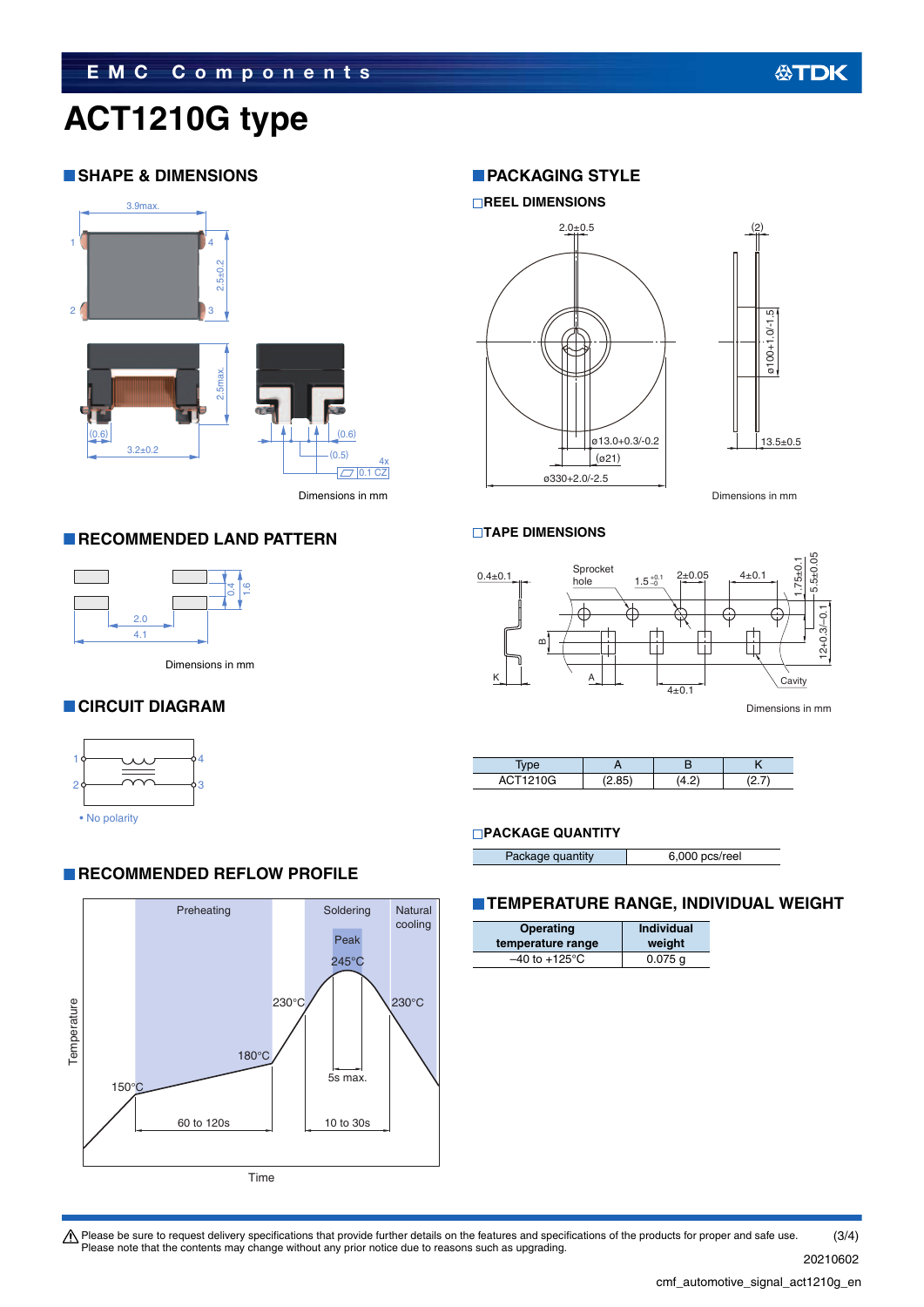# ACT1210G type

## SHAPE & DIMENSIONS

3.9max.

2.5±0.2

2.5max.

(0.6)

3.2±0.2

(0.6)

(0.5)

4x 0.1 CZ

Dimensions in mm

## RECOMMENDED LAND PATTERN

0.4

1.6

2.0

4.1

Dimensions in mm

## CIRCUIT DIAGRAM

• No polarity

## RECOMMENDED REFLOW PROFILE

Preheating | Soldering | Natural cooling

Peak 245°C

230°C

230°C

180°C

150°C

60 to 120s

10 to 30s

5s max.

Temperature

Time

## PACKAGING STYLE

### REEL DIMENSIONS

2.0±0.5

(2)

ø100+1.0/-1.5

ø13.0+0.3/-0.2

(ø21)

ø330+2.0/-2.5

13.5±0.5

Dimensions in mm

### TAPE DIMENSIONS

0.4±0.1

Sprocket hole

1.5 $^{+0.1}_{-0}$

2±0.05

4±0.1

1.75±0.1

5.5±0.05

12+0.3/–0.1

Cavity

4±0.1

Dimensions in mm

| Type | A | B | K |
|---|---|---|---|
| ACT1210G | (2.85) | (4.2) | (2.7) |

### PACKAGE QUANTITY

| Package quantity | 6,000 pcs/reel |
|---|---|

## TEMPERATURE RANGE, INDIVIDUAL WEIGHT

| Operating temperature range | Individual weight |
|---|---|
| –40 to +125°C | 0.075 g |

⚠ Please be sure to request delivery specifications that provide further details on the features and specifications of the products for proper and safe use.
Please note that the contents may change without any prior notice due to reasons such as upgrading.

20210602

cmf_automotive_signal_act1210g_en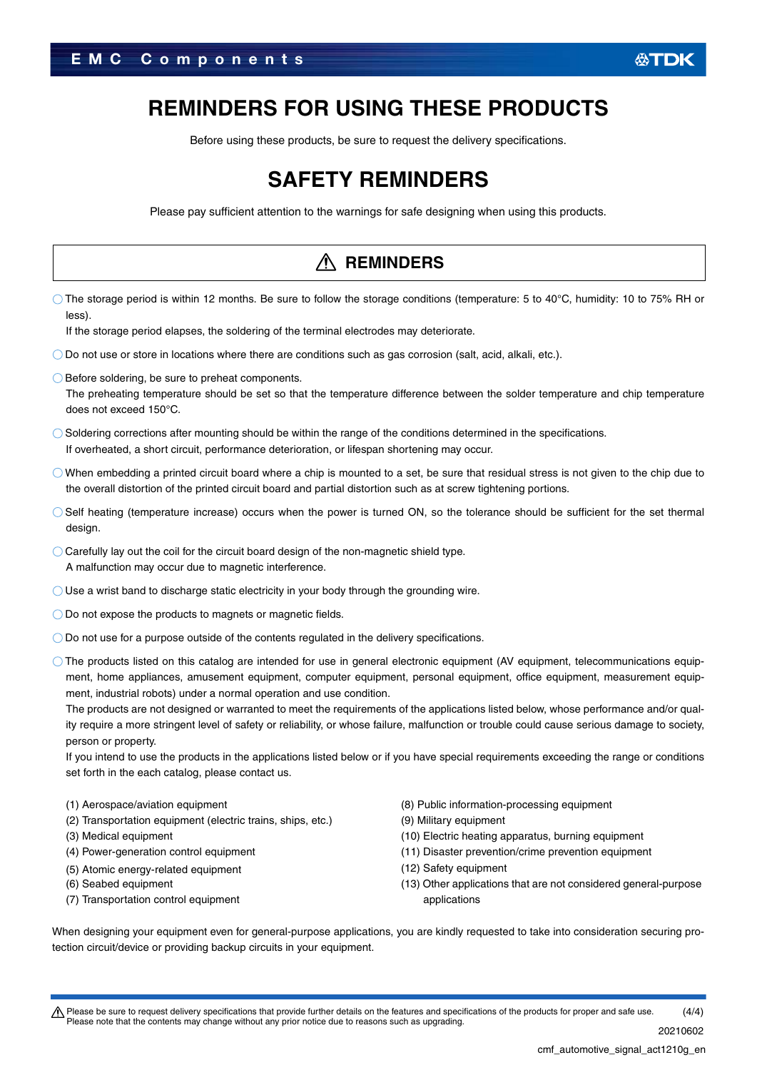# REMINDERS FOR USING THESE PRODUCTS

Before using these products, be sure to request the delivery specifications.

# SAFETY REMINDERS

Please pay sufficient attention to the warnings for safe designing when using this products.

## ⚠ REMINDERS

- The storage period is within 12 months. Be sure to follow the storage conditions (temperature: 5 to 40°C, humidity: 10 to 75% RH or less).
  If the storage period elapses, the soldering of the terminal electrodes may deteriorate.
- Do not use or store in locations where there are conditions such as gas corrosion (salt, acid, alkali, etc.).
- Before soldering, be sure to preheat components.
  The preheating temperature should be set so that the temperature difference between the solder temperature and chip temperature does not exceed 150°C.
- Soldering corrections after mounting should be within the range of the conditions determined in the specifications.
  If overheated, a short circuit, performance deterioration, or lifespan shortening may occur.
- When embedding a printed circuit board where a chip is mounted to a set, be sure that residual stress is not given to the chip due to the overall distortion of the printed circuit board and partial distortion such as at screw tightening portions.
- Self heating (temperature increase) occurs when the power is turned ON, so the tolerance should be sufficient for the set thermal design.
- Carefully lay out the coil for the circuit board design of the non-magnetic shield type.
  A malfunction may occur due to magnetic interference.
- Use a wrist band to discharge static electricity in your body through the grounding wire.
- Do not expose the products to magnets or magnetic fields.
- Do not use for a purpose outside of the contents regulated in the delivery specifications.
- The products listed on this catalog are intended for use in general electronic equipment (AV equipment, telecommunications equipment, home appliances, amusement equipment, computer equipment, personal equipment, office equipment, measurement equipment, industrial robots) under a normal operation and use condition.
  The products are not designed or warranted to meet the requirements of the applications listed below, whose performance and/or quality require a more stringent level of safety or reliability, or whose failure, malfunction or trouble could cause serious damage to society, person or property.
  If you intend to use the products in the applications listed below or if you have special requirements exceeding the range or conditions set forth in the each catalog, please contact us.

(1) Aerospace/aviation equipment
(2) Transportation equipment (electric trains, ships, etc.)
(3) Medical equipment
(4) Power-generation control equipment
(5) Atomic energy-related equipment
(6) Seabed equipment
(7) Transportation control equipment
(8) Public information-processing equipment
(9) Military equipment
(10) Electric heating apparatus, burning equipment
(11) Disaster prevention/crime prevention equipment
(12) Safety equipment
(13) Other applications that are not considered general-purpose applications

When designing your equipment even for general-purpose applications, you are kindly requested to take into consideration securing protection circuit/device or providing backup circuits in your equipment.

⚠ Please be sure to request delivery specifications that provide further details on the features and specifications of the products for proper and safe use.
Please note that the contents may change without any prior notice due to reasons such as upgrading.

20210602

cmf_automotive_signal_act1210g_en